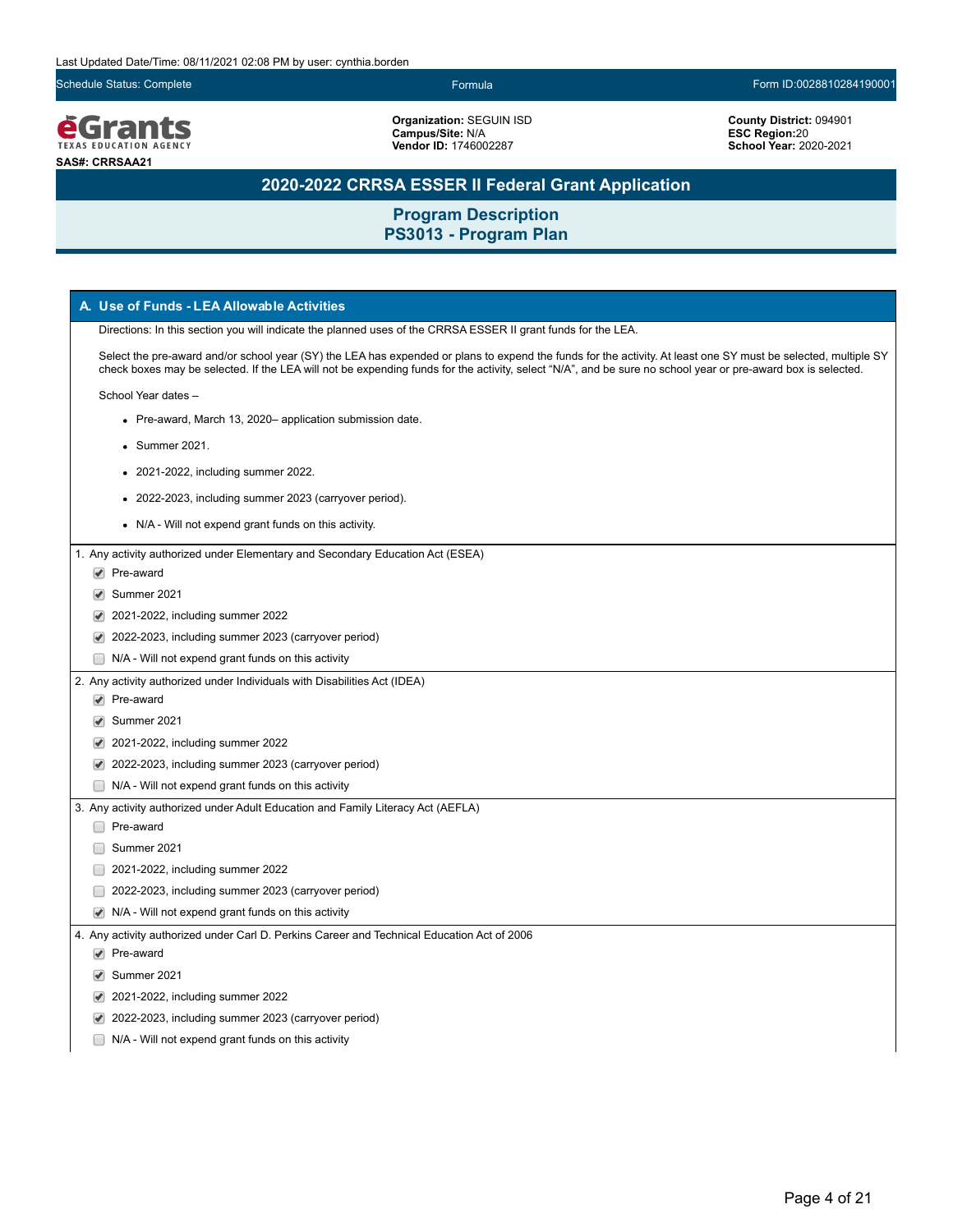Last Updated Date/Time: 08/11/2021 02:08 PM by user: cynthia.borden

Schedule Status: Complete | Formula | Form ID:0028810284190001

**eGrants** TEXAS EDUCATION AGENCY

**SAS#: CRRSAA21**

**Organization:** SEGUIN ISD
**Campus/Site:** N/A
**Vendor ID:** 1746002287

**County District:** 094901
**ESC Region:** 20
**School Year:** 2020-2021

# 2020-2022 CRRSA ESSER II Federal Grant Application

## Program Description
## PS3013 - Program Plan

### A. Use of Funds - LEA Allowable Activities

Directions: In this section you will indicate the planned uses of the CRRSA ESSER II grant funds for the LEA.

Select the pre-award and/or school year (SY) the LEA has expended or plans to expend the funds for the activity. At least one SY must be selected, multiple SY check boxes may be selected. If the LEA will not be expending funds for the activity, select "N/A", and be sure no school year or pre-award box is selected.

School Year dates –

- Pre-award, March 13, 2020– application submission date.
- Summer 2021.
- 2021-2022, including summer 2022.
- 2022-2023, including summer 2023 (carryover period).
- N/A - Will not expend grant funds on this activity.

1. Any activity authorized under Elementary and Secondary Education Act (ESEA)
   - [x] Pre-award
   - [x] Summer 2021
   - [x] 2021-2022, including summer 2022
   - [x] 2022-2023, including summer 2023 (carryover period)
   - [ ] N/A - Will not expend grant funds on this activity

2. Any activity authorized under Individuals with Disabilities Act (IDEA)
   - [x] Pre-award
   - [x] Summer 2021
   - [x] 2021-2022, including summer 2022
   - [x] 2022-2023, including summer 2023 (carryover period)
   - [ ] N/A - Will not expend grant funds on this activity

3. Any activity authorized under Adult Education and Family Literacy Act (AEFLA)
   - [ ] Pre-award
   - [ ] Summer 2021
   - [ ] 2021-2022, including summer 2022
   - [ ] 2022-2023, including summer 2023 (carryover period)
   - [x] N/A - Will not expend grant funds on this activity

4. Any activity authorized under Carl D. Perkins Career and Technical Education Act of 2006
   - [x] Pre-award
   - [x] Summer 2021
   - [x] 2021-2022, including summer 2022
   - [x] 2022-2023, including summer 2023 (carryover period)
   - [ ] N/A - Will not expend grant funds on this activity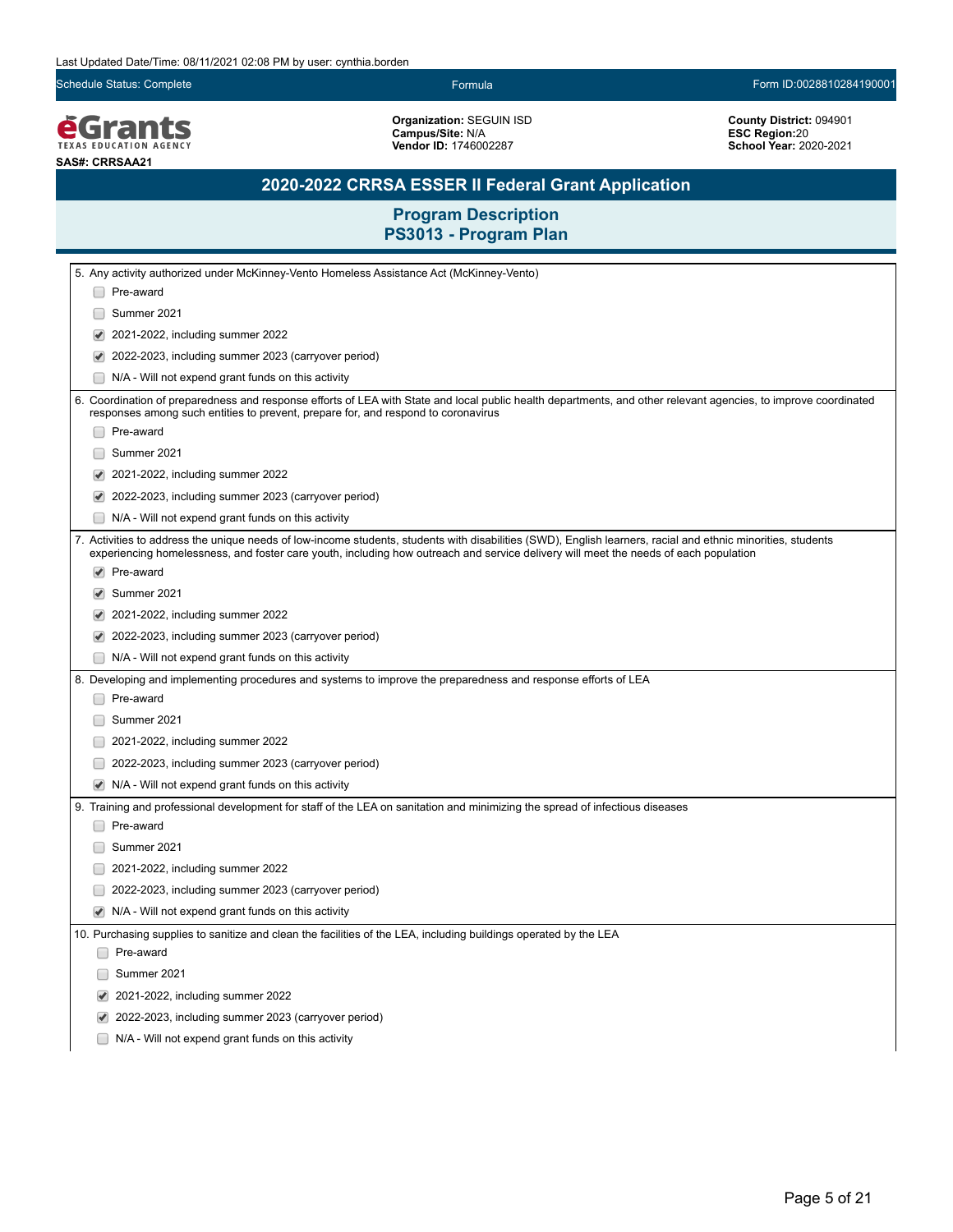Last Updated Date/Time: 08/11/2021 02:08 PM by user: cynthia.borden

Schedule Status: Complete | Formula | Form ID:0028810284190001

**Organization:** SEGUIN ISD
**Campus/Site:** N/A
**Vendor ID:** 1746002287

**County District:** 094901
**ESC Region:** 20
**School Year:** 2020-2021

**SAS#: CRRSAA21**

## 2020-2022 CRRSA ESSER II Federal Grant Application

### Program Description
### PS3013 - Program Plan

5. Any activity authorized under McKinney-Vento Homeless Assistance Act (McKinney-Vento)
   - [ ] Pre-award
   - [ ] Summer 2021
   - [x] 2021-2022, including summer 2022
   - [x] 2022-2023, including summer 2023 (carryover period)
   - [ ] N/A - Will not expend grant funds on this activity

6. Coordination of preparedness and response efforts of LEA with State and local public health departments, and other relevant agencies, to improve coordinated responses among such entities to prevent, prepare for, and respond to coronavirus
   - [ ] Pre-award
   - [ ] Summer 2021
   - [x] 2021-2022, including summer 2022
   - [x] 2022-2023, including summer 2023 (carryover period)
   - [ ] N/A - Will not expend grant funds on this activity

7. Activities to address the unique needs of low-income students, students with disabilities (SWD), English learners, racial and ethnic minorities, students experiencing homelessness, and foster care youth, including how outreach and service delivery will meet the needs of each population
   - [x] Pre-award
   - [x] Summer 2021
   - [x] 2021-2022, including summer 2022
   - [x] 2022-2023, including summer 2023 (carryover period)
   - [ ] N/A - Will not expend grant funds on this activity

8. Developing and implementing procedures and systems to improve the preparedness and response efforts of LEA
   - [ ] Pre-award
   - [ ] Summer 2021
   - [ ] 2021-2022, including summer 2022
   - [ ] 2022-2023, including summer 2023 (carryover period)
   - [x] N/A - Will not expend grant funds on this activity

9. Training and professional development for staff of the LEA on sanitation and minimizing the spread of infectious diseases
   - [ ] Pre-award
   - [ ] Summer 2021
   - [ ] 2021-2022, including summer 2022
   - [ ] 2022-2023, including summer 2023 (carryover period)
   - [x] N/A - Will not expend grant funds on this activity

10. Purchasing supplies to sanitize and clean the facilities of the LEA, including buildings operated by the LEA
    - [ ] Pre-award
    - [ ] Summer 2021
    - [x] 2021-2022, including summer 2022
    - [x] 2022-2023, including summer 2023 (carryover period)
    - [ ] N/A - Will not expend grant funds on this activity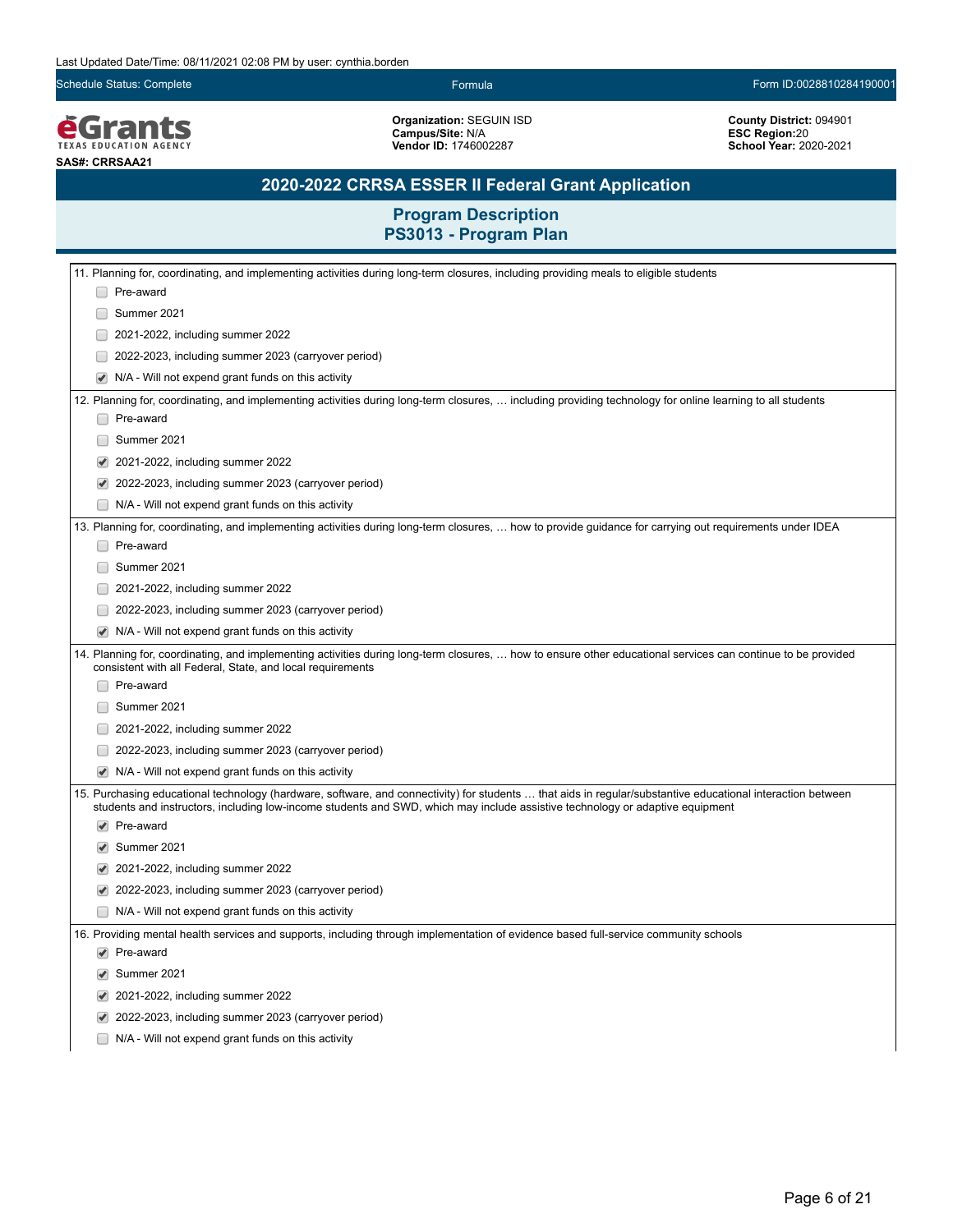Last Updated Date/Time: 08/11/2021 02:08 PM by user: cynthia.borden

Schedule Status: Complete | Formula | Form ID:0028810284190001

**Organization:** SEGUIN ISD
**Campus/Site:** N/A
**Vendor ID:** 1746002287

**County District:** 094901
**ESC Region:** 20
**School Year:** 2020-2021

**SAS#: CRRSAA21**

## 2020-2022 CRRSA ESSER II Federal Grant Application

### Program Description
### PS3013 - Program Plan

11. Planning for, coordinating, and implementing activities during long-term closures, including providing meals to eligible students
    - [ ] Pre-award
    - [ ] Summer 2021
    - [ ] 2021-2022, including summer 2022
    - [ ] 2022-2023, including summer 2023 (carryover period)
    - [x] N/A - Will not expend grant funds on this activity

12. Planning for, coordinating, and implementing activities during long-term closures, … including providing technology for online learning to all students
    - [ ] Pre-award
    - [ ] Summer 2021
    - [x] 2021-2022, including summer 2022
    - [x] 2022-2023, including summer 2023 (carryover period)
    - [ ] N/A - Will not expend grant funds on this activity

13. Planning for, coordinating, and implementing activities during long-term closures, … how to provide guidance for carrying out requirements under IDEA
    - [ ] Pre-award
    - [ ] Summer 2021
    - [ ] 2021-2022, including summer 2022
    - [ ] 2022-2023, including summer 2023 (carryover period)
    - [x] N/A - Will not expend grant funds on this activity

14. Planning for, coordinating, and implementing activities during long-term closures, … how to ensure other educational services can continue to be provided consistent with all Federal, State, and local requirements
    - [ ] Pre-award
    - [ ] Summer 2021
    - [ ] 2021-2022, including summer 2022
    - [ ] 2022-2023, including summer 2023 (carryover period)
    - [x] N/A - Will not expend grant funds on this activity

15. Purchasing educational technology (hardware, software, and connectivity) for students … that aids in regular/substantive educational interaction between students and instructors, including low-income students and SWD, which may include assistive technology or adaptive equipment
    - [x] Pre-award
    - [x] Summer 2021
    - [x] 2021-2022, including summer 2022
    - [x] 2022-2023, including summer 2023 (carryover period)
    - [ ] N/A - Will not expend grant funds on this activity

16. Providing mental health services and supports, including through implementation of evidence based full-service community schools
    - [x] Pre-award
    - [x] Summer 2021
    - [x] 2021-2022, including summer 2022
    - [x] 2022-2023, including summer 2023 (carryover period)
    - [ ] N/A - Will not expend grant funds on this activity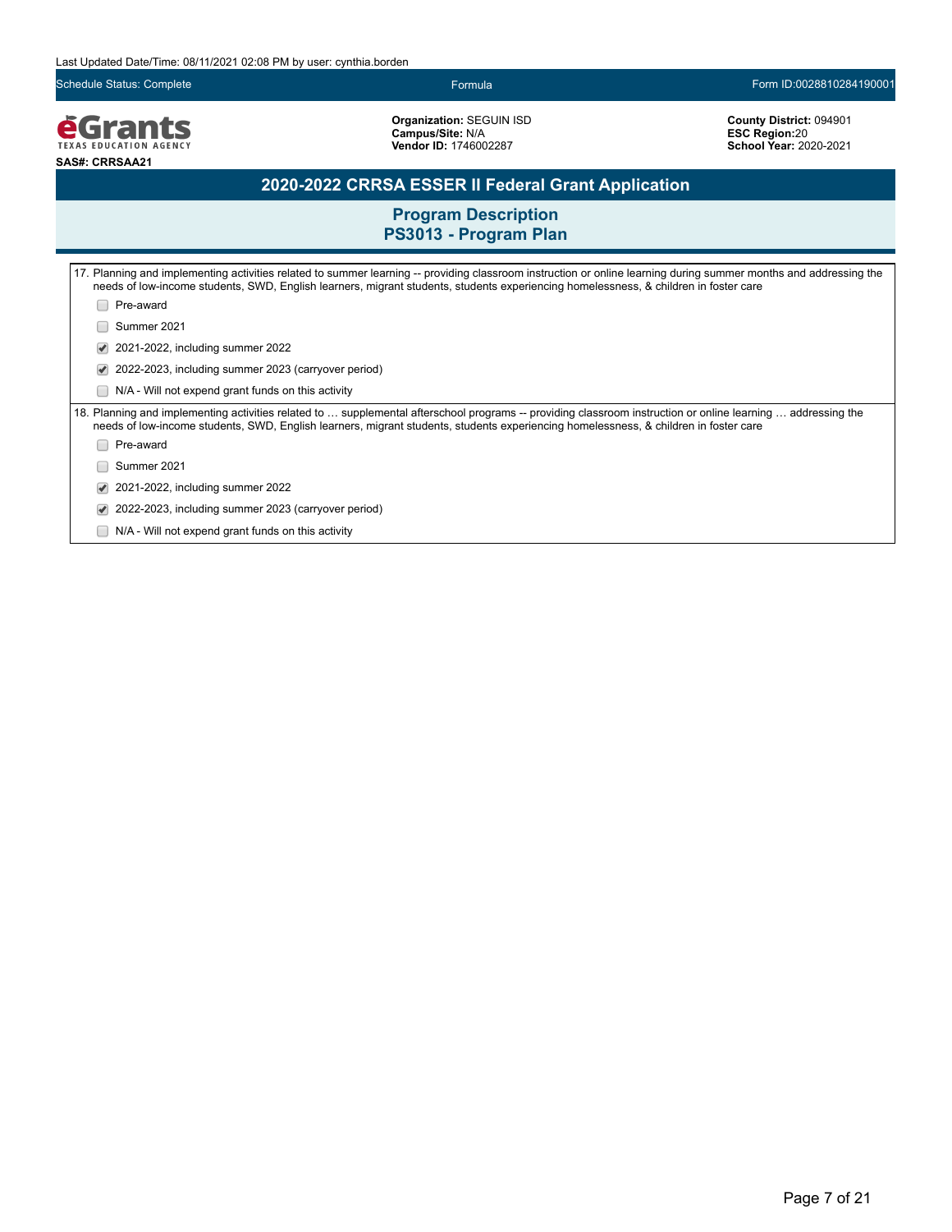## 2020-2022 CRRSA ESSER II Federal Grant Application

### Program Description
### PS3013 - Program Plan

17. Planning and implementing activities related to summer learning -- providing classroom instruction or online learning during summer months and addressing the needs of low-income students, SWD, English learners, migrant students, students experiencing homelessness, & children in foster care

- [ ] Pre-award
- [ ] Summer 2021
- [x] 2021-2022, including summer 2022
- [x] 2022-2023, including summer 2023 (carryover period)
- [ ] N/A - Will not expend grant funds on this activity

18. Planning and implementing activities related to … supplemental afterschool programs -- providing classroom instruction or online learning … addressing the needs of low-income students, SWD, English learners, migrant students, students experiencing homelessness, & children in foster care

- [ ] Pre-award
- [ ] Summer 2021
- [x] 2021-2022, including summer 2022
- [x] 2022-2023, including summer 2023 (carryover period)
- [ ] N/A - Will not expend grant funds on this activity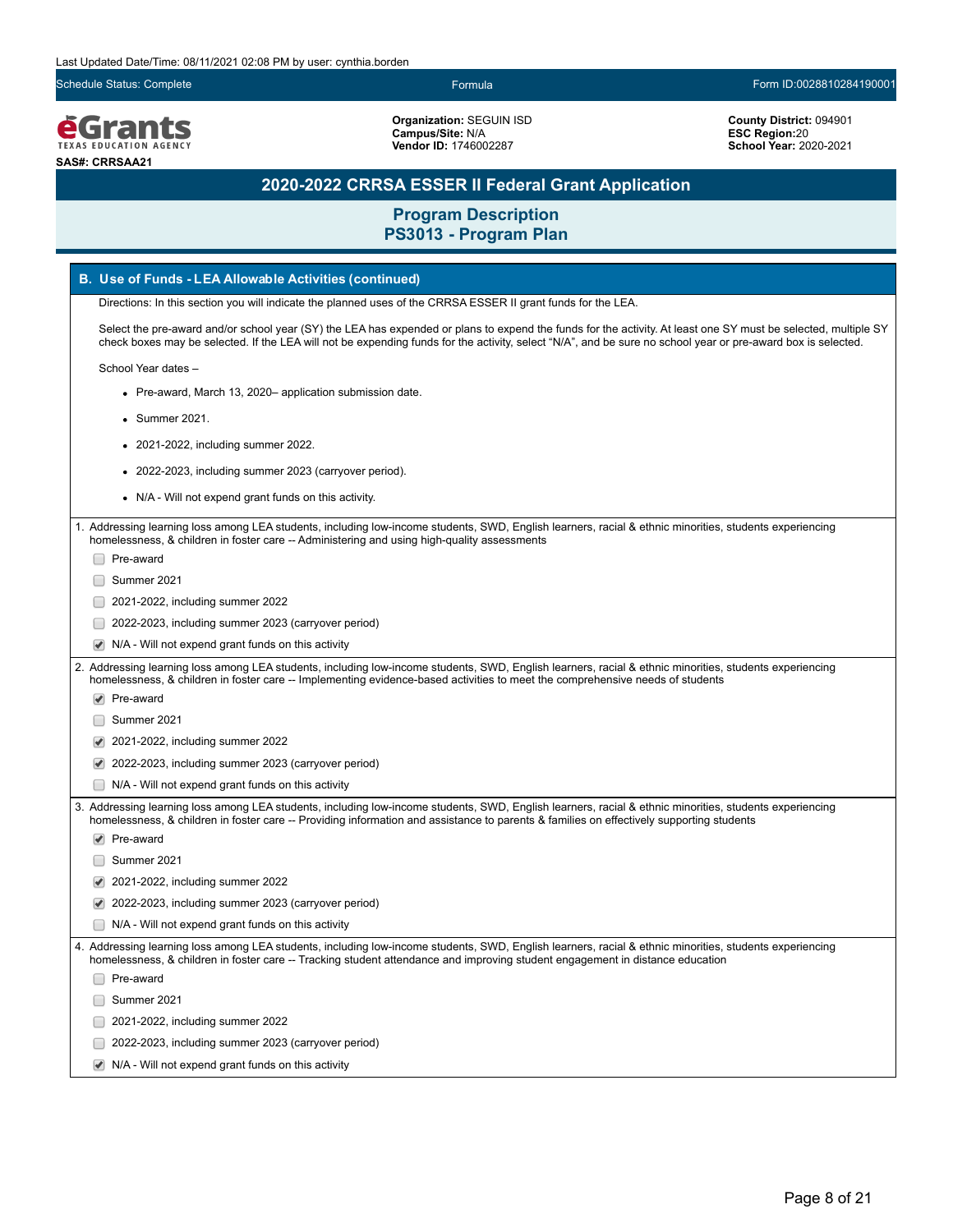Last Updated Date/Time: 08/11/2021 02:08 PM by user: cynthia.borden

Schedule Status: Complete | Formula | Form ID:0028810284190001

**eGrants** TEXAS EDUCATION AGENCY

**SAS#: CRRSAA21**

**Organization:** SEGUIN ISD
**Campus/Site:** N/A
**Vendor ID:** 1746002287

**County District:** 094901
**ESC Region:**20
**School Year:** 2020-2021

# 2020-2022 CRRSA ESSER II Federal Grant Application

## Program Description
## PS3013 - Program Plan

### B. Use of Funds - LEA Allowable Activities (continued)

Directions: In this section you will indicate the planned uses of the CRRSA ESSER II grant funds for the LEA.

Select the pre-award and/or school year (SY) the LEA has expended or plans to expend the funds for the activity. At least one SY must be selected, multiple SY check boxes may be selected. If the LEA will not be expending funds for the activity, select "N/A", and be sure no school year or pre-award box is selected.

School Year dates –

- Pre-award, March 13, 2020– application submission date.
- Summer 2021.
- 2021-2022, including summer 2022.
- 2022-2023, including summer 2023 (carryover period).
- N/A - Will not expend grant funds on this activity.

1. Addressing learning loss among LEA students, including low-income students, SWD, English learners, racial & ethnic minorities, students experiencing homelessness, & children in foster care -- Administering and using high-quality assessments

- [ ] Pre-award
- [ ] Summer 2021
- [ ] 2021-2022, including summer 2022
- [ ] 2022-2023, including summer 2023 (carryover period)
- [x] N/A - Will not expend grant funds on this activity

2. Addressing learning loss among LEA students, including low-income students, SWD, English learners, racial & ethnic minorities, students experiencing homelessness, & children in foster care -- Implementing evidence-based activities to meet the comprehensive needs of students

- [x] Pre-award
- [ ] Summer 2021
- [x] 2021-2022, including summer 2022
- [x] 2022-2023, including summer 2023 (carryover period)
- [ ] N/A - Will not expend grant funds on this activity

3. Addressing learning loss among LEA students, including low-income students, SWD, English learners, racial & ethnic minorities, students experiencing homelessness, & children in foster care -- Providing information and assistance to parents & families on effectively supporting students

- [x] Pre-award
- [ ] Summer 2021
- [x] 2021-2022, including summer 2022
- [x] 2022-2023, including summer 2023 (carryover period)
- [ ] N/A - Will not expend grant funds on this activity

4. Addressing learning loss among LEA students, including low-income students, SWD, English learners, racial & ethnic minorities, students experiencing homelessness, & children in foster care -- Tracking student attendance and improving student engagement in distance education

- [ ] Pre-award
- [ ] Summer 2021
- [ ] 2021-2022, including summer 2022
- [ ] 2022-2023, including summer 2023 (carryover period)
- [x] N/A - Will not expend grant funds on this activity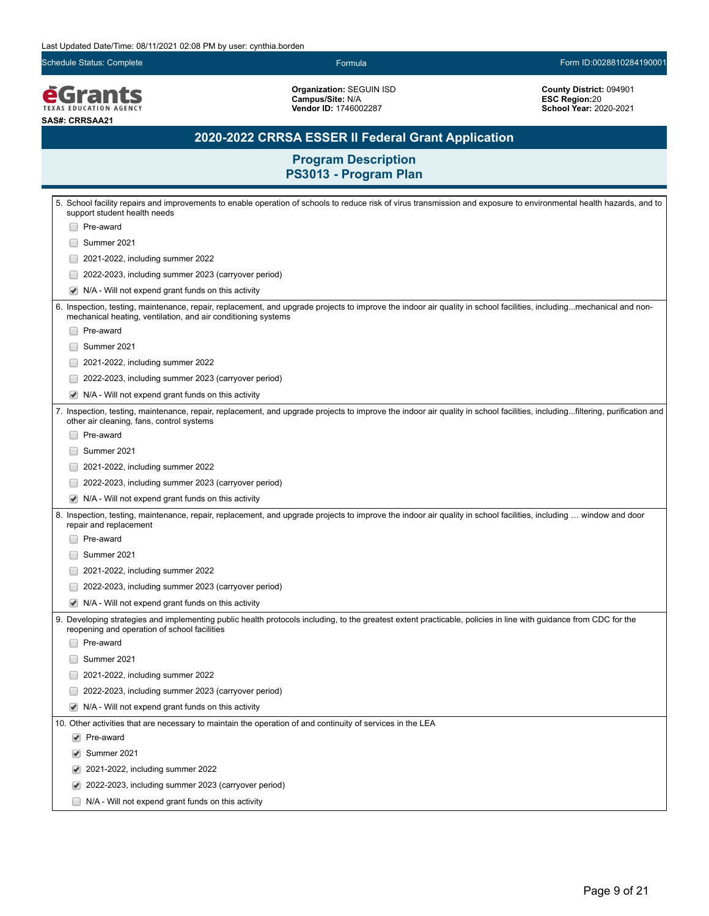Last Updated Date/Time: 08/11/2021 02:08 PM by user: cynthia.borden

Schedule Status: Complete | Formula | Form ID:0028810284190001

**Organization:** SEGUIN ISD
**Campus/Site:** N/A
**Vendor ID:** 1746002287

**County District:** 094901
**ESC Region:**20
**School Year:** 2020-2021

**SAS#: CRRSAA21**

## 2020-2022 CRRSA ESSER II Federal Grant Application

### Program Description
### PS3013 - Program Plan

5. School facility repairs and improvements to enable operation of schools to reduce risk of virus transmission and exposure to environmental health hazards, and to support student health needs
   - [ ] Pre-award
   - [ ] Summer 2021
   - [ ] 2021-2022, including summer 2022
   - [ ] 2022-2023, including summer 2023 (carryover period)
   - [x] N/A - Will not expend grant funds on this activity

6. Inspection, testing, maintenance, repair, replacement, and upgrade projects to improve the indoor air quality in school facilities, including...mechanical and non-mechanical heating, ventilation, and air conditioning systems
   - [ ] Pre-award
   - [ ] Summer 2021
   - [ ] 2021-2022, including summer 2022
   - [ ] 2022-2023, including summer 2023 (carryover period)
   - [x] N/A - Will not expend grant funds on this activity

7. Inspection, testing, maintenance, repair, replacement, and upgrade projects to improve the indoor air quality in school facilities, including...filtering, purification and other air cleaning, fans, control systems
   - [ ] Pre-award
   - [ ] Summer 2021
   - [ ] 2021-2022, including summer 2022
   - [ ] 2022-2023, including summer 2023 (carryover period)
   - [x] N/A - Will not expend grant funds on this activity

8. Inspection, testing, maintenance, repair, replacement, and upgrade projects to improve the indoor air quality in school facilities, including … window and door repair and replacement
   - [ ] Pre-award
   - [ ] Summer 2021
   - [ ] 2021-2022, including summer 2022
   - [ ] 2022-2023, including summer 2023 (carryover period)
   - [x] N/A - Will not expend grant funds on this activity

9. Developing strategies and implementing public health protocols including, to the greatest extent practicable, policies in line with guidance from CDC for the reopening and operation of school facilities
   - [ ] Pre-award
   - [ ] Summer 2021
   - [ ] 2021-2022, including summer 2022
   - [ ] 2022-2023, including summer 2023 (carryover period)
   - [x] N/A - Will not expend grant funds on this activity

10. Other activities that are necessary to maintain the operation of and continuity of services in the LEA
    - [x] Pre-award
    - [x] Summer 2021
    - [x] 2021-2022, including summer 2022
    - [x] 2022-2023, including summer 2023 (carryover period)
    - [ ] N/A - Will not expend grant funds on this activity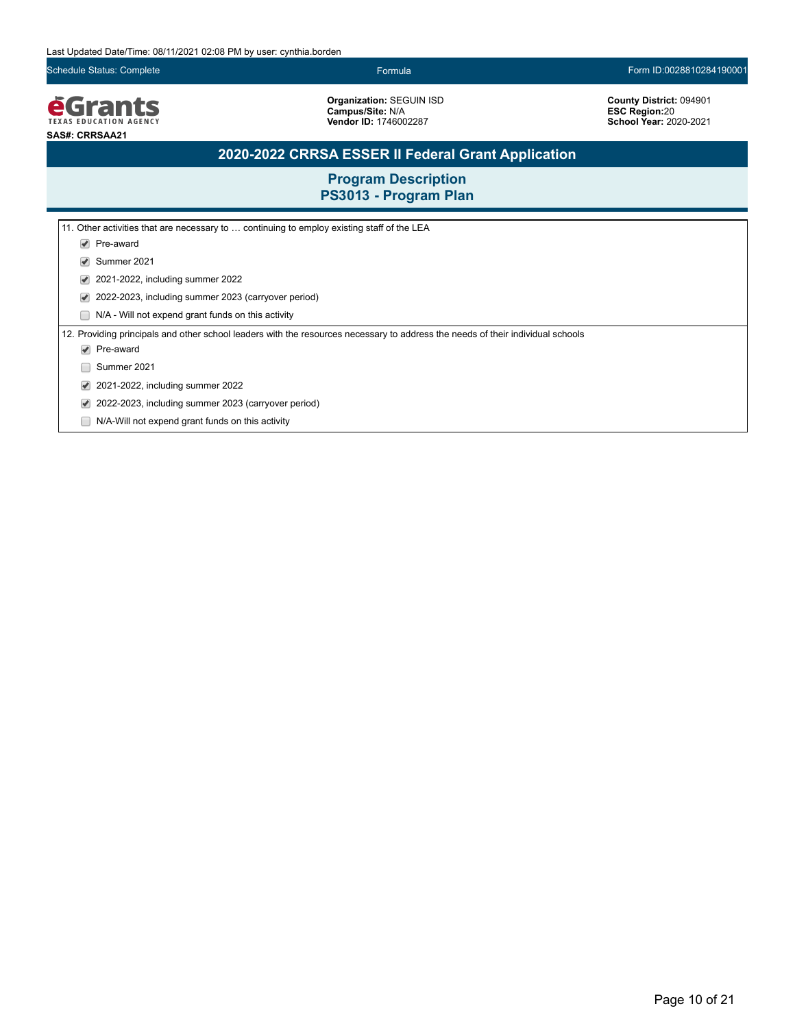Last Updated Date/Time: 08/11/2021 02:08 PM by user: cynthia.borden

Schedule Status: Complete | Formula | Form ID:0028810284190001

**Organization:** SEGUIN ISD
**Campus/Site:** N/A
**Vendor ID:** 1746002287

**County District:** 094901
**ESC Region:**20
**School Year:** 2020-2021

**SAS#: CRRSAA21**

# 2020-2022 CRRSA ESSER II Federal Grant Application

## Program Description
## PS3013 - Program Plan

11. Other activities that are necessary to … continuing to employ existing staff of the LEA
- [x] Pre-award
- [x] Summer 2021
- [x] 2021-2022, including summer 2022
- [x] 2022-2023, including summer 2023 (carryover period)
- [ ] N/A - Will not expend grant funds on this activity

12. Providing principals and other school leaders with the resources necessary to address the needs of their individual schools
- [x] Pre-award
- [ ] Summer 2021
- [x] 2021-2022, including summer 2022
- [x] 2022-2023, including summer 2023 (carryover period)
- [ ] N/A-Will not expend grant funds on this activity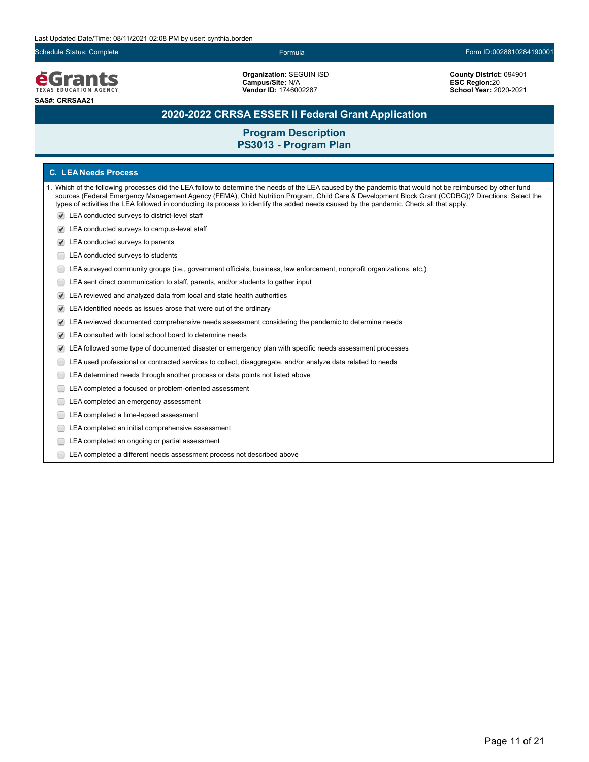Last Updated Date/Time: 08/11/2021 02:08 PM by user: cynthia.borden

Schedule Status: Complete | Formula | Form ID:0028810284190001

**eGrants** TEXAS EDUCATION AGENCY

**SAS#: CRRSAA21**

**Organization:** SEGUIN ISD
**Campus/Site:** N/A
**Vendor ID:** 1746002287

**County District:** 094901
**ESC Region:**20
**School Year:** 2020-2021

## 2020-2022 CRRSA ESSER II Federal Grant Application

### Program Description
### PS3013 - Program Plan

#### C. LEA Needs Process

1. Which of the following processes did the LEA follow to determine the needs of the LEA caused by the pandemic that would not be reimbursed by other fund sources (Federal Emergency Management Agency (FEMA), Child Nutrition Program, Child Care & Development Block Grant (CCDBG))? Directions: Select the types of activities the LEA followed in conducting its process to identify the added needs caused by the pandemic. Check all that apply.

- [x] LEA conducted surveys to district-level staff
- [x] LEA conducted surveys to campus-level staff
- [x] LEA conducted surveys to parents
- [ ] LEA conducted surveys to students
- [ ] LEA surveyed community groups (i.e., government officials, business, law enforcement, nonprofit organizations, etc.)
- [ ] LEA sent direct communication to staff, parents, and/or students to gather input
- [x] LEA reviewed and analyzed data from local and state health authorities
- [x] LEA identified needs as issues arose that were out of the ordinary
- [x] LEA reviewed documented comprehensive needs assessment considering the pandemic to determine needs
- [x] LEA consulted with local school board to determine needs
- [x] LEA followed some type of documented disaster or emergency plan with specific needs assessment processes
- [ ] LEA used professional or contracted services to collect, disaggregate, and/or analyze data related to needs
- [ ] LEA determined needs through another process or data points not listed above
- [ ] LEA completed a focused or problem-oriented assessment
- [ ] LEA completed an emergency assessment
- [ ] LEA completed a time-lapsed assessment
- [ ] LEA completed an initial comprehensive assessment
- [ ] LEA completed an ongoing or partial assessment
- [ ] LEA completed a different needs assessment process not described above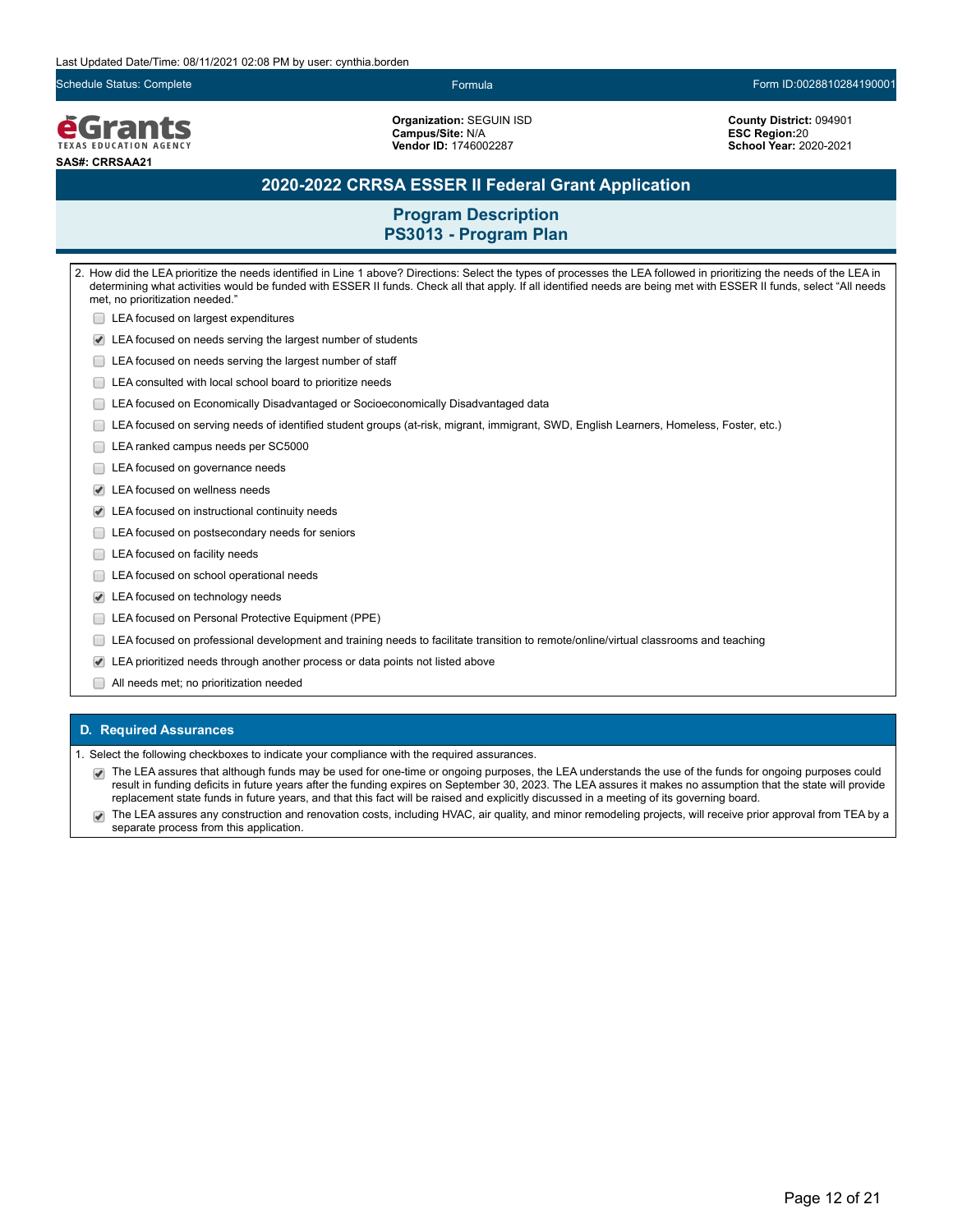Last Updated Date/Time: 08/11/2021 02:08 PM by user: cynthia.borden

Schedule Status: Complete | Formula | Form ID:0028810284190001

**Organization:** SEGUIN ISD
**Campus/Site:** N/A
**Vendor ID:** 1746002287

**County District:** 094901
**ESC Region:**20
**School Year:** 2020-2021

**SAS#: CRRSAA21**

## 2020-2022 CRRSA ESSER II Federal Grant Application

### Program Description
### PS3013 - Program Plan

2. How did the LEA prioritize the needs identified in Line 1 above? Directions: Select the types of processes the LEA followed in prioritizing the needs of the LEA in determining what activities would be funded with ESSER II funds. Check all that apply. If all identified needs are being met with ESSER II funds, select "All needs met, no prioritization needed."

- [ ] LEA focused on largest expenditures
- [x] LEA focused on needs serving the largest number of students
- [ ] LEA focused on needs serving the largest number of staff
- [ ] LEA consulted with local school board to prioritize needs
- [ ] LEA focused on Economically Disadvantaged or Socioeconomically Disadvantaged data
- [ ] LEA focused on serving needs of identified student groups (at-risk, migrant, immigrant, SWD, English Learners, Homeless, Foster, etc.)
- [ ] LEA ranked campus needs per SC5000
- [ ] LEA focused on governance needs
- [x] LEA focused on wellness needs
- [x] LEA focused on instructional continuity needs
- [ ] LEA focused on postsecondary needs for seniors
- [ ] LEA focused on facility needs
- [ ] LEA focused on school operational needs
- [x] LEA focused on technology needs
- [ ] LEA focused on Personal Protective Equipment (PPE)
- [ ] LEA focused on professional development and training needs to facilitate transition to remote/online/virtual classrooms and teaching
- [x] LEA prioritized needs through another process or data points not listed above
- [ ] All needs met; no prioritization needed

### D. Required Assurances

1. Select the following checkboxes to indicate your compliance with the required assurances.

- [x] The LEA assures that although funds may be used for one-time or ongoing purposes, the LEA understands the use of the funds for ongoing purposes could result in funding deficits in future years after the funding expires on September 30, 2023. The LEA assures it makes no assumption that the state will provide replacement state funds in future years, and that this fact will be raised and explicitly discussed in a meeting of its governing board.
- [x] The LEA assures any construction and renovation costs, including HVAC, air quality, and minor remodeling projects, will receive prior approval from TEA by a separate process from this application.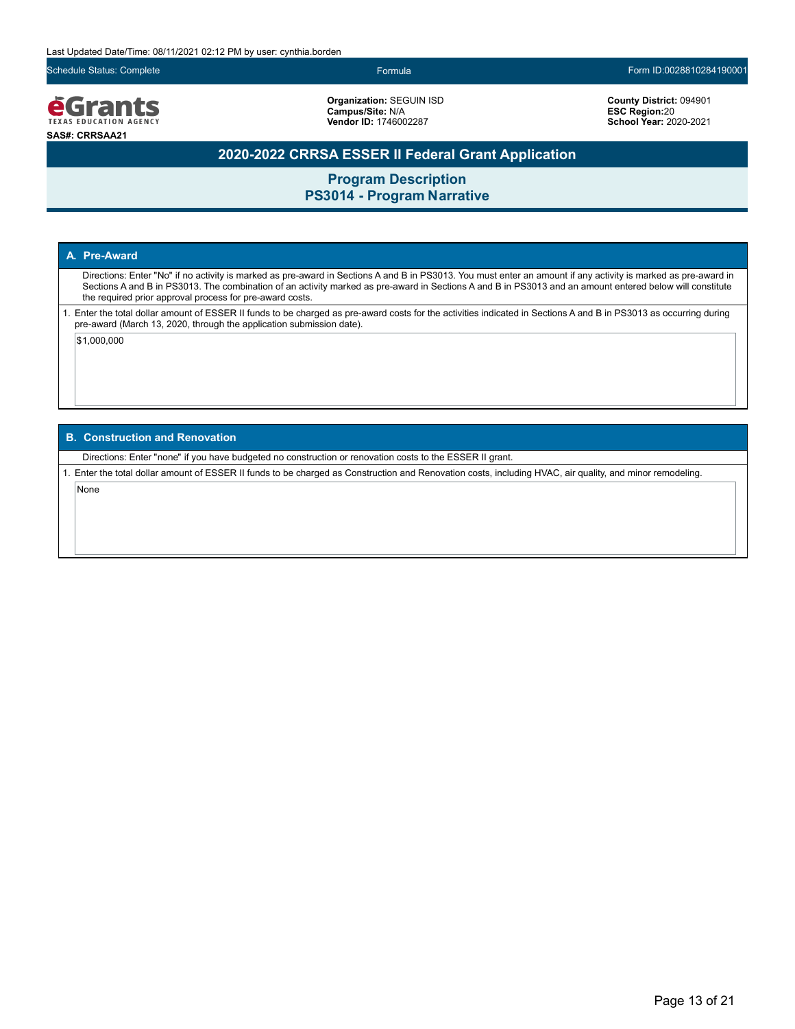Last Updated Date/Time: 08/11/2021 02:12 PM by user: cynthia.borden

Schedule Status: Complete | Formula | Form ID:0028810284190001

eGrants TEXAS EDUCATION AGENCY

SAS#: CRRSAA21

**Organization:** SEGUIN ISD
**Campus/Site:** N/A
**Vendor ID:** 1746002287

**County District:** 094901
**ESC Region:**20
**School Year:** 2020-2021

# 2020-2022 CRRSA ESSER II Federal Grant Application

## Program Description
## PS3014 - Program Narrative

### A. Pre-Award

Directions: Enter "No" if no activity is marked as pre-award in Sections A and B in PS3013. You must enter an amount if any activity is marked as pre-award in Sections A and B in PS3013. The combination of an activity marked as pre-award in Sections A and B in PS3013 and an amount entered below will constitute the required prior approval process for pre-award costs.

1. Enter the total dollar amount of ESSER II funds to be charged as pre-award costs for the activities indicated in Sections A and B in PS3013 as occurring during pre-award (March 13, 2020, through the application submission date).

$1,000,000

### B. Construction and Renovation

Directions: Enter "none" if you have budgeted no construction or renovation costs to the ESSER II grant.

1. Enter the total dollar amount of ESSER II funds to be charged as Construction and Renovation costs, including HVAC, air quality, and minor remodeling.

None